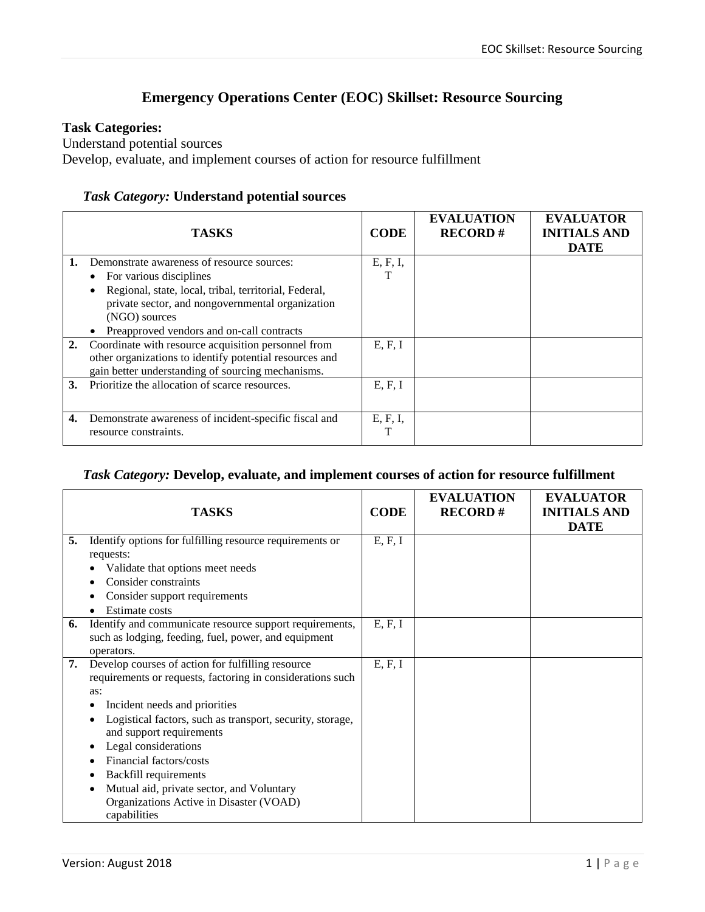# Emergency Operations Center (EOC) Skillset: Resource Sourcing

**Task Categories:**
Understand potential sources
Develop, evaluate, and implement courses of action for resource fulfillment

### *Task Category:* Understand potential sources

| TASKS | CODE | EVALUATION RECORD # | EVALUATOR INITIALS AND DATE |
|---|---|---|---|
| **1.** Demonstrate awareness of resource sources:<br>• For various disciplines<br>• Regional, state, local, tribal, territorial, Federal, private sector, and nongovernmental organization (NGO) sources<br>• Preapproved vendors and on-call contracts | E, F, I, T | | |
| **2.** Coordinate with resource acquisition personnel from other organizations to identify potential resources and gain better understanding of sourcing mechanisms. | E, F, I | | |
| **3.** Prioritize the allocation of scarce resources. | E, F, I | | |
| **4.** Demonstrate awareness of incident-specific fiscal and resource constraints. | E, F, I, T | | |

### *Task Category:* Develop, evaluate, and implement courses of action for resource fulfillment

| TASKS | CODE | EVALUATION RECORD # | EVALUATOR INITIALS AND DATE |
|---|---|---|---|
| **5.** Identify options for fulfilling resource requirements or requests:<br>• Validate that options meet needs<br>• Consider constraints<br>• Consider support requirements<br>• Estimate costs | E, F, I | | |
| **6.** Identify and communicate resource support requirements, such as lodging, feeding, fuel, power, and equipment operators. | E, F, I | | |
| **7.** Develop courses of action for fulfilling resource requirements or requests, factoring in considerations such as:<br>• Incident needs and priorities<br>• Logistical factors, such as transport, security, storage, and support requirements<br>• Legal considerations<br>• Financial factors/costs<br>• Backfill requirements<br>• Mutual aid, private sector, and Voluntary Organizations Active in Disaster (VOAD) capabilities | E, F, I | | |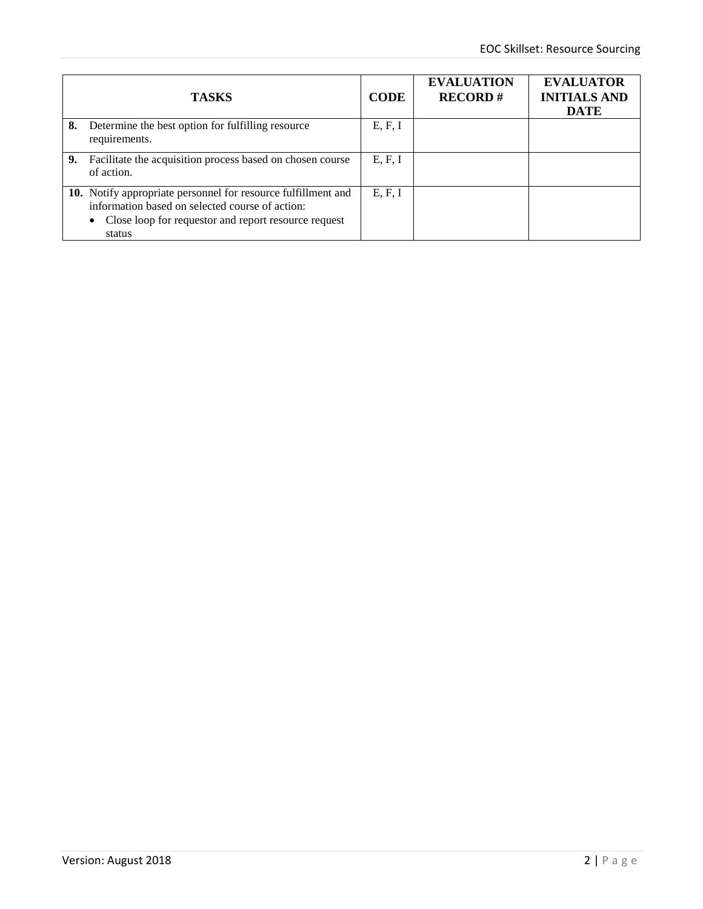| TASKS | CODE | EVALUATION RECORD # | EVALUATOR INITIALS AND DATE |
|---|---|---|---|
| **8.** Determine the best option for fulfilling resource requirements. | E, F, I | | |
| **9.** Facilitate the acquisition process based on chosen course of action. | E, F, I | | |
| **10.** Notify appropriate personnel for resource fulfillment and information based on selected course of action:<br>• Close loop for requestor and report resource request status | E, F, I | | |